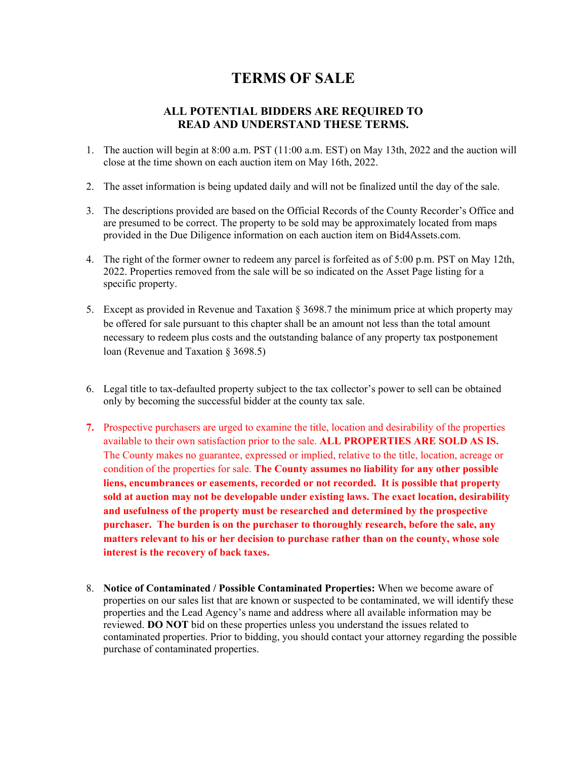# TERMS OF SALE

## ALL POTENTIAL BIDDERS ARE REQUIRED TO READ AND UNDERSTAND THESE TERMS.

1. The auction will begin at 8:00 a.m. PST (11:00 a.m. EST) on May 13th, 2022 and the auction will close at the time shown on each auction item on May 16th, 2022.

2. The asset information is being updated daily and will not be finalized until the day of the sale.

3. The descriptions provided are based on the Official Records of the County Recorder's Office and are presumed to be correct. The property to be sold may be approximately located from maps provided in the Due Diligence information on each auction item on Bid4Assets.com.

4. The right of the former owner to redeem any parcel is forfeited as of 5:00 p.m. PST on May 12th, 2022. Properties removed from the sale will be so indicated on the Asset Page listing for a specific property.

5. Except as provided in Revenue and Taxation § 3698.7 the minimum price at which property may be offered for sale pursuant to this chapter shall be an amount not less than the total amount necessary to redeem plus costs and the outstanding balance of any property tax postponement loan (Revenue and Taxation § 3698.5)

6. Legal title to tax-defaulted property subject to the tax collector's power to sell can be obtained only by becoming the successful bidder at the county tax sale.

7. Prospective purchasers are urged to examine the title, location and desirability of the properties available to their own satisfaction prior to the sale. **ALL PROPERTIES ARE SOLD AS IS.** The County makes no guarantee, expressed or implied, relative to the title, location, acreage or condition of the properties for sale. **The County assumes no liability for any other possible liens, encumbrances or easements, recorded or not recorded. It is possible that property sold at auction may not be developable under existing laws. The exact location, desirability and usefulness of the property must be researched and determined by the prospective purchaser. The burden is on the purchaser to thoroughly research, before the sale, any matters relevant to his or her decision to purchase rather than on the county, whose sole interest is the recovery of back taxes.**

8. **Notice of Contaminated / Possible Contaminated Properties:** When we become aware of properties on our sales list that are known or suspected to be contaminated, we will identify these properties and the Lead Agency's name and address where all available information may be reviewed. **DO NOT** bid on these properties unless you understand the issues related to contaminated properties. Prior to bidding, you should contact your attorney regarding the possible purchase of contaminated properties.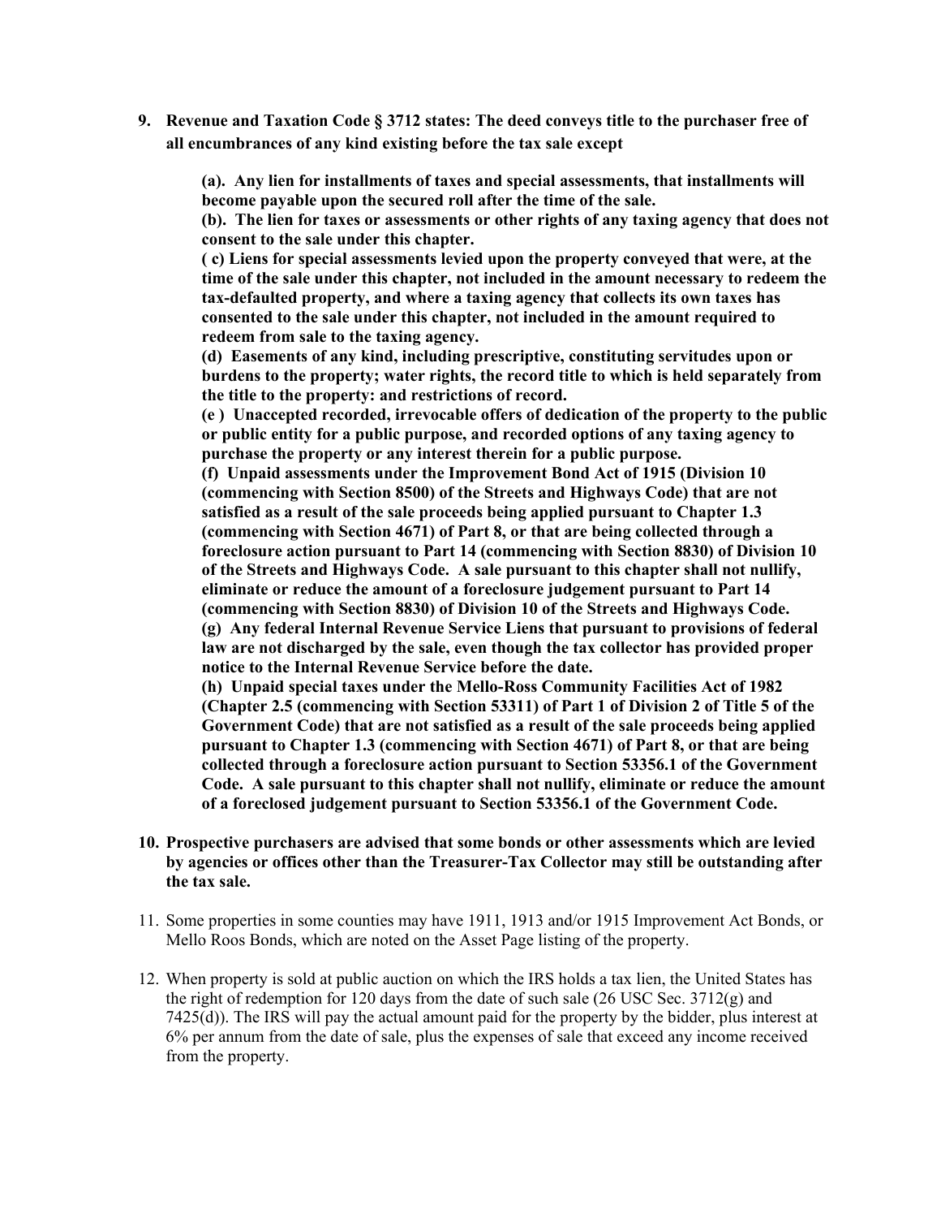9. **Revenue and Taxation Code § 3712 states: The deed conveys title to the purchaser free of all encumbrances of any kind existing before the tax sale except**

   **(a). Any lien for installments of taxes and special assessments, that installments will become payable upon the secured roll after the time of the sale.**
   **(b). The lien for taxes or assessments or other rights of any taxing agency that does not consent to the sale under this chapter.**
   **( c) Liens for special assessments levied upon the property conveyed that were, at the time of the sale under this chapter, not included in the amount necessary to redeem the tax-defaulted property, and where a taxing agency that collects its own taxes has consented to the sale under this chapter, not included in the amount required to redeem from sale to the taxing agency.**
   **(d) Easements of any kind, including prescriptive, constituting servitudes upon or burdens to the property; water rights, the record title to which is held separately from the title to the property: and restrictions of record.**
   **(e ) Unaccepted recorded, irrevocable offers of dedication of the property to the public or public entity for a public purpose, and recorded options of any taxing agency to purchase the property or any interest therein for a public purpose.**
   **(f) Unpaid assessments under the Improvement Bond Act of 1915 (Division 10 (commencing with Section 8500) of the Streets and Highways Code) that are not satisfied as a result of the sale proceeds being applied pursuant to Chapter 1.3 (commencing with Section 4671) of Part 8, or that are being collected through a foreclosure action pursuant to Part 14 (commencing with Section 8830) of Division 10 of the Streets and Highways Code. A sale pursuant to this chapter shall not nullify, eliminate or reduce the amount of a foreclosure judgement pursuant to Part 14 (commencing with Section 8830) of Division 10 of the Streets and Highways Code.**
   **(g) Any federal Internal Revenue Service Liens that pursuant to provisions of federal law are not discharged by the sale, even though the tax collector has provided proper notice to the Internal Revenue Service before the date.**
   **(h) Unpaid special taxes under the Mello-Ross Community Facilities Act of 1982 (Chapter 2.5 (commencing with Section 53311) of Part 1 of Division 2 of Title 5 of the Government Code) that are not satisfied as a result of the sale proceeds being applied pursuant to Chapter 1.3 (commencing with Section 4671) of Part 8, or that are being collected through a foreclosure action pursuant to Section 53356.1 of the Government Code. A sale pursuant to this chapter shall not nullify, eliminate or reduce the amount of a foreclosed judgement pursuant to Section 53356.1 of the Government Code.**

10. **Prospective purchasers are advised that some bonds or other assessments which are levied by agencies or offices other than the Treasurer-Tax Collector may still be outstanding after the tax sale.**

11. Some properties in some counties may have 1911, 1913 and/or 1915 Improvement Act Bonds, or Mello Roos Bonds, which are noted on the Asset Page listing of the property.

12. When property is sold at public auction on which the IRS holds a tax lien, the United States has the right of redemption for 120 days from the date of such sale (26 USC Sec. 3712(g) and 7425(d)). The IRS will pay the actual amount paid for the property by the bidder, plus interest at 6% per annum from the date of sale, plus the expenses of sale that exceed any income received from the property.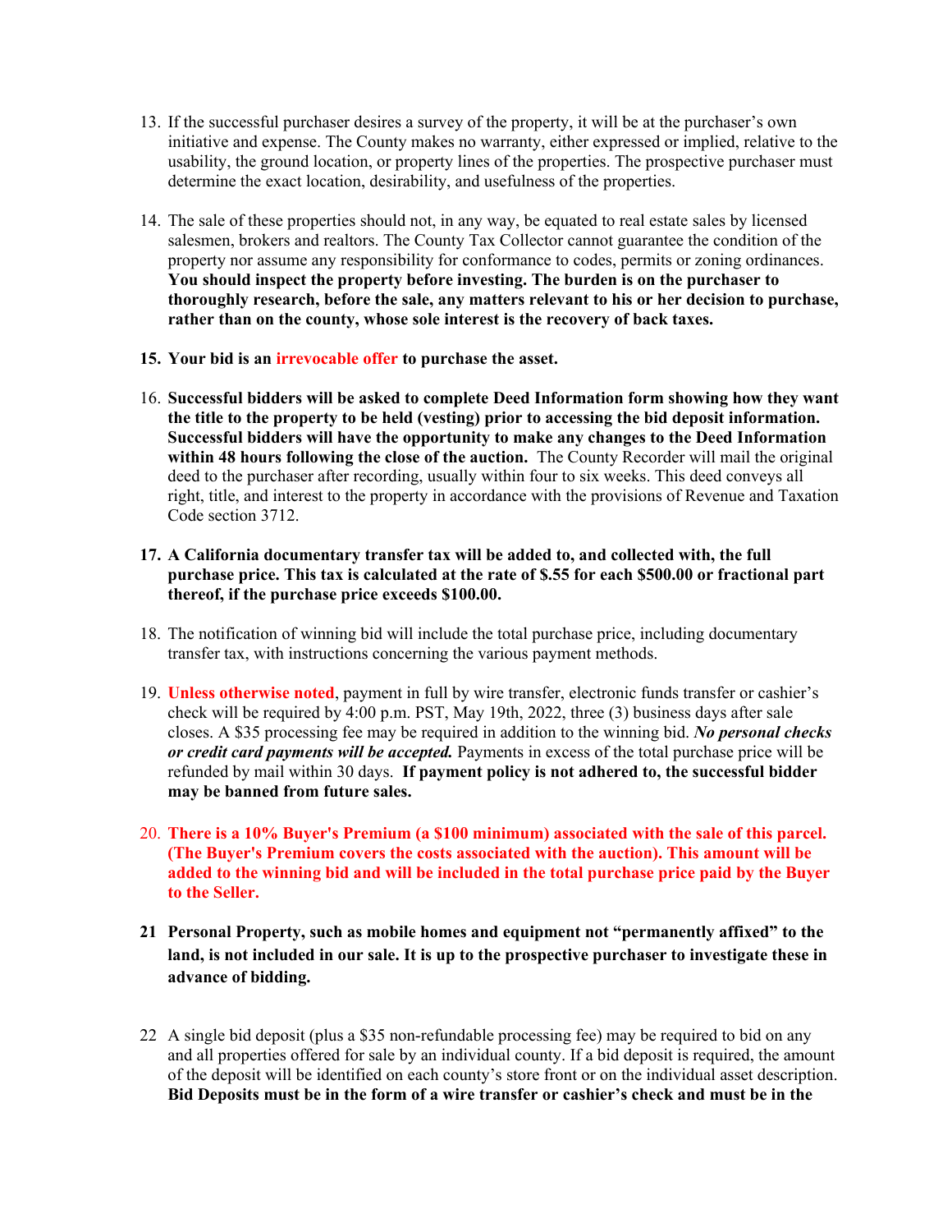13. If the successful purchaser desires a survey of the property, it will be at the purchaser's own initiative and expense. The County makes no warranty, either expressed or implied, relative to the usability, the ground location, or property lines of the properties. The prospective purchaser must determine the exact location, desirability, and usefulness of the properties.

14. The sale of these properties should not, in any way, be equated to real estate sales by licensed salesmen, brokers and realtors. The County Tax Collector cannot guarantee the condition of the property nor assume any responsibility for conformance to codes, permits or zoning ordinances. **You should inspect the property before investing. The burden is on the purchaser to thoroughly research, before the sale, any matters relevant to his or her decision to purchase, rather than on the county, whose sole interest is the recovery of back taxes.**

15. **Your bid is an irrevocable offer to purchase the asset.**

16. **Successful bidders will be asked to complete Deed Information form showing how they want the title to the property to be held (vesting) prior to accessing the bid deposit information. Successful bidders will have the opportunity to make any changes to the Deed Information within 48 hours following the close of the auction.** The County Recorder will mail the original deed to the purchaser after recording, usually within four to six weeks. This deed conveys all right, title, and interest to the property in accordance with the provisions of Revenue and Taxation Code section 3712.

17. **A California documentary transfer tax will be added to, and collected with, the full purchase price. This tax is calculated at the rate of $.55 for each $500.00 or fractional part thereof, if the purchase price exceeds $100.00.**

18. The notification of winning bid will include the total purchase price, including documentary transfer tax, with instructions concerning the various payment methods.

19. **Unless otherwise noted**, payment in full by wire transfer, electronic funds transfer or cashier's check will be required by 4:00 p.m. PST, May 19th, 2022, three (3) business days after sale closes. A $35 processing fee may be required in addition to the winning bid. ***No personal checks or credit card payments will be accepted.*** Payments in excess of the total purchase price will be refunded by mail within 30 days. **If payment policy is not adhered to, the successful bidder may be banned from future sales.**

20. **There is a 10% Buyer's Premium (a $100 minimum) associated with the sale of this parcel. (The Buyer's Premium covers the costs associated with the auction). This amount will be added to the winning bid and will be included in the total purchase price paid by the Buyer to the Seller.**

21. **Personal Property, such as mobile homes and equipment not "permanently affixed" to the land, is not included in our sale. It is up to the prospective purchaser to investigate these in advance of bidding.**

22. A single bid deposit (plus a $35 non-refundable processing fee) may be required to bid on any and all properties offered for sale by an individual county. If a bid deposit is required, the amount of the deposit will be identified on each county's store front or on the individual asset description. **Bid Deposits must be in the form of a wire transfer or cashier's check and must be in the**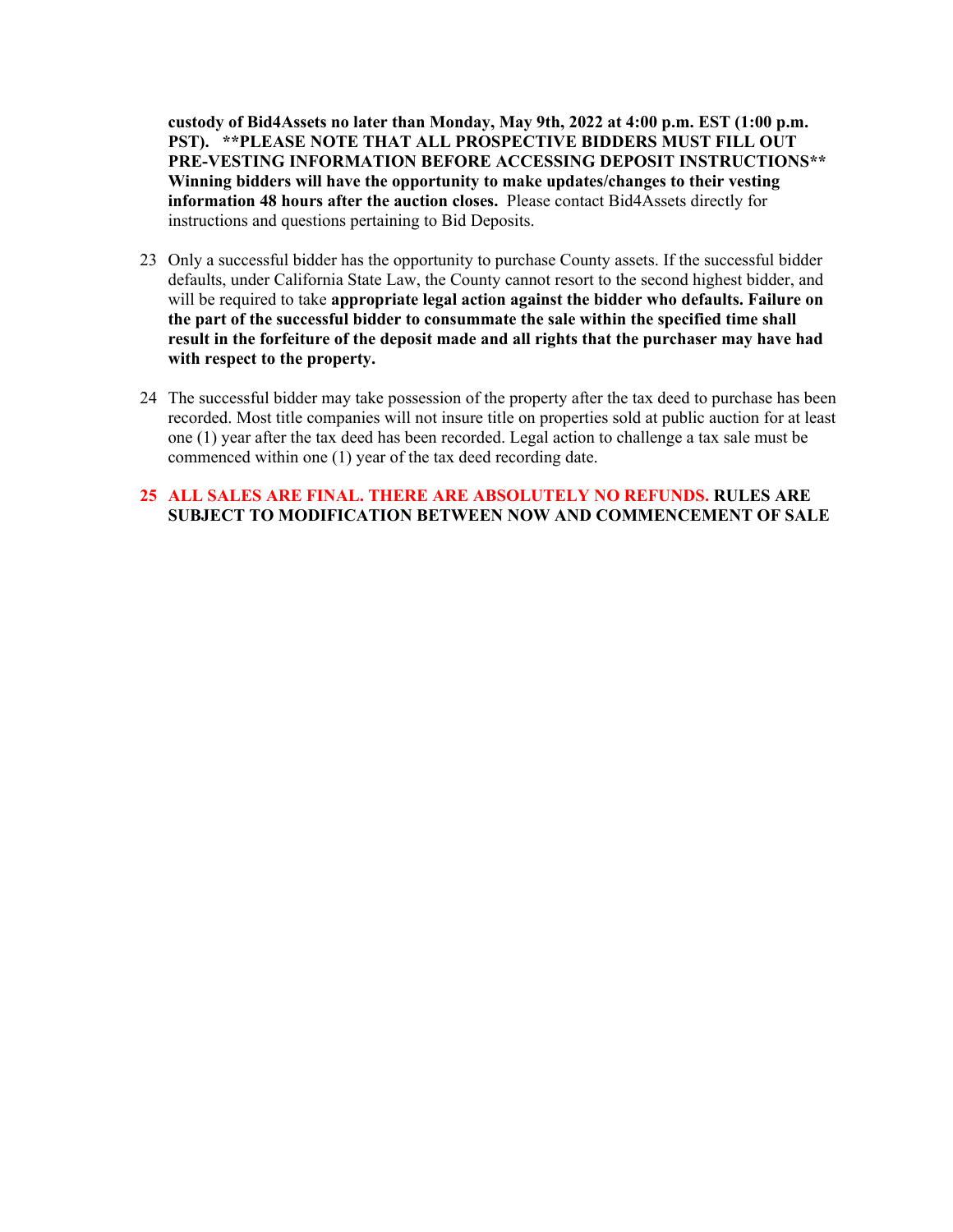**custody of Bid4Assets no later than Monday, May 9th, 2022 at 4:00 p.m. EST (1:00 p.m. PST). \*\*PLEASE NOTE THAT ALL PROSPECTIVE BIDDERS MUST FILL OUT PRE-VESTING INFORMATION BEFORE ACCESSING DEPOSIT INSTRUCTIONS\*\* Winning bidders will have the opportunity to make updates/changes to their vesting information 48 hours after the auction closes.** Please contact Bid4Assets directly for instructions and questions pertaining to Bid Deposits.

23. Only a successful bidder has the opportunity to purchase County assets. If the successful bidder defaults, under California State Law, the County cannot resort to the second highest bidder, and will be required to take **appropriate legal action against the bidder who defaults. Failure on the part of the successful bidder to consummate the sale within the specified time shall result in the forfeiture of the deposit made and all rights that the purchaser may have had with respect to the property.**

24. The successful bidder may take possession of the property after the tax deed to purchase has been recorded. Most title companies will not insure title on properties sold at public auction for at least one (1) year after the tax deed has been recorded. Legal action to challenge a tax sale must be commenced within one (1) year of the tax deed recording date.

25. **ALL SALES ARE FINAL. THERE ARE ABSOLUTELY NO REFUNDS. RULES ARE SUBJECT TO MODIFICATION BETWEEN NOW AND COMMENCEMENT OF SALE**